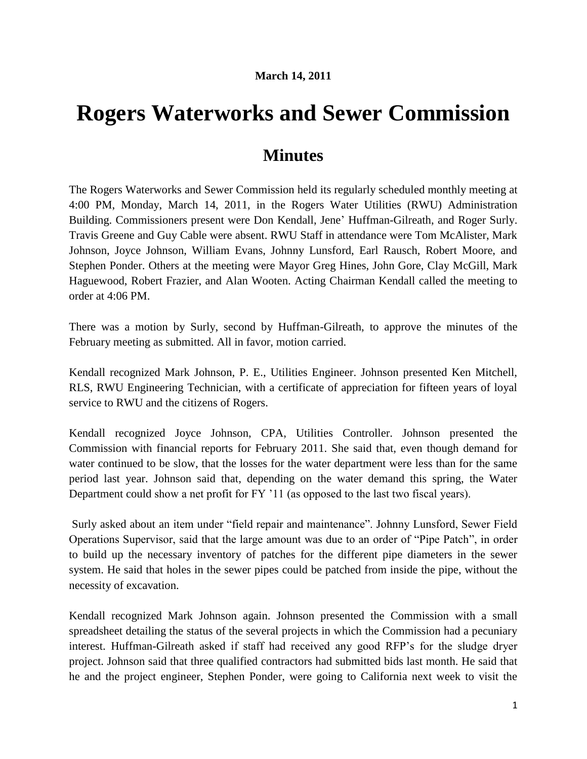**March 14, 2011**

# Rogers Waterworks and Sewer Commission

## Minutes

The Rogers Waterworks and Sewer Commission held its regularly scheduled monthly meeting at 4:00 PM, Monday, March 14, 2011, in the Rogers Water Utilities (RWU) Administration Building. Commissioners present were Don Kendall, Jene' Huffman-Gilreath, and Roger Surly. Travis Greene and Guy Cable were absent. RWU Staff in attendance were Tom McAlister, Mark Johnson, Joyce Johnson, William Evans, Johnny Lunsford, Earl Rausch, Robert Moore, and Stephen Ponder. Others at the meeting were Mayor Greg Hines, John Gore, Clay McGill, Mark Haguewood, Robert Frazier, and Alan Wooten. Acting Chairman Kendall called the meeting to order at 4:06 PM.

There was a motion by Surly, second by Huffman-Gilreath, to approve the minutes of the February meeting as submitted. All in favor, motion carried.

Kendall recognized Mark Johnson, P. E., Utilities Engineer. Johnson presented Ken Mitchell, RLS, RWU Engineering Technician, with a certificate of appreciation for fifteen years of loyal service to RWU and the citizens of Rogers.

Kendall recognized Joyce Johnson, CPA, Utilities Controller. Johnson presented the Commission with financial reports for February 2011. She said that, even though demand for water continued to be slow, that the losses for the water department were less than for the same period last year. Johnson said that, depending on the water demand this spring, the Water Department could show a net profit for FY '11 (as opposed to the last two fiscal years).

Surly asked about an item under "field repair and maintenance". Johnny Lunsford, Sewer Field Operations Supervisor, said that the large amount was due to an order of "Pipe Patch", in order to build up the necessary inventory of patches for the different pipe diameters in the sewer system. He said that holes in the sewer pipes could be patched from inside the pipe, without the necessity of excavation.

Kendall recognized Mark Johnson again. Johnson presented the Commission with a small spreadsheet detailing the status of the several projects in which the Commission had a pecuniary interest. Huffman-Gilreath asked if staff had received any good RFP's for the sludge dryer project. Johnson said that three qualified contractors had submitted bids last month. He said that he and the project engineer, Stephen Ponder, were going to California next week to visit the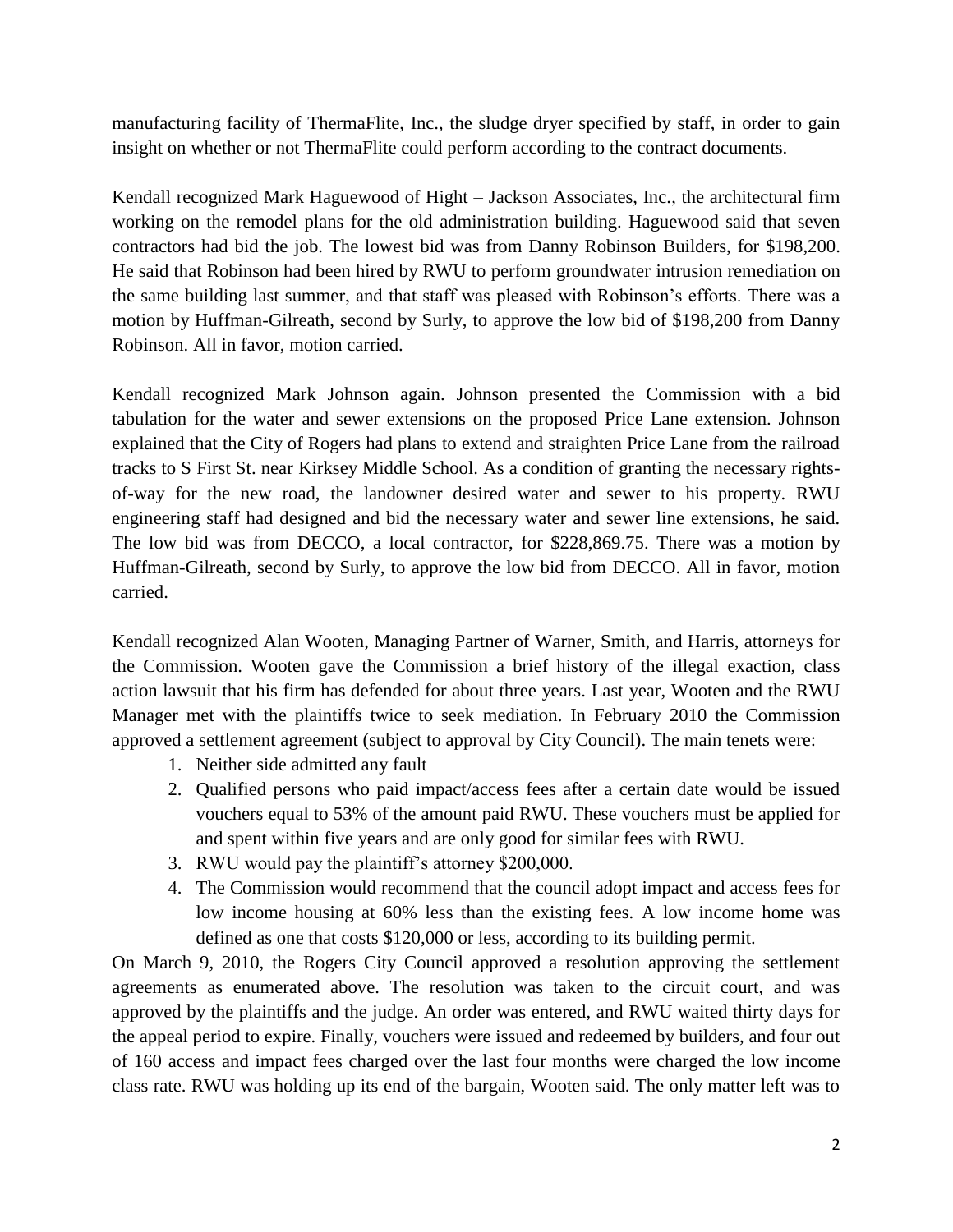manufacturing facility of ThermaFlite, Inc., the sludge dryer specified by staff, in order to gain insight on whether or not ThermaFlite could perform according to the contract documents.

Kendall recognized Mark Haguewood of Hight – Jackson Associates, Inc., the architectural firm working on the remodel plans for the old administration building. Haguewood said that seven contractors had bid the job. The lowest bid was from Danny Robinson Builders, for $198,200. He said that Robinson had been hired by RWU to perform groundwater intrusion remediation on the same building last summer, and that staff was pleased with Robinson's efforts. There was a motion by Huffman-Gilreath, second by Surly, to approve the low bid of $198,200 from Danny Robinson. All in favor, motion carried.

Kendall recognized Mark Johnson again. Johnson presented the Commission with a bid tabulation for the water and sewer extensions on the proposed Price Lane extension. Johnson explained that the City of Rogers had plans to extend and straighten Price Lane from the railroad tracks to S First St. near Kirksey Middle School. As a condition of granting the necessary rights-of-way for the new road, the landowner desired water and sewer to his property. RWU engineering staff had designed and bid the necessary water and sewer line extensions, he said. The low bid was from DECCO, a local contractor, for $228,869.75. There was a motion by Huffman-Gilreath, second by Surly, to approve the low bid from DECCO. All in favor, motion carried.

Kendall recognized Alan Wooten, Managing Partner of Warner, Smith, and Harris, attorneys for the Commission. Wooten gave the Commission a brief history of the illegal exaction, class action lawsuit that his firm has defended for about three years. Last year, Wooten and the RWU Manager met with the plaintiffs twice to seek mediation. In February 2010 the Commission approved a settlement agreement (subject to approval by City Council). The main tenets were:

1. Neither side admitted any fault
2. Qualified persons who paid impact/access fees after a certain date would be issued vouchers equal to 53% of the amount paid RWU. These vouchers must be applied for and spent within five years and are only good for similar fees with RWU.
3. RWU would pay the plaintiff's attorney $200,000.
4. The Commission would recommend that the council adopt impact and access fees for low income housing at 60% less than the existing fees. A low income home was defined as one that costs $120,000 or less, according to its building permit.

On March 9, 2010, the Rogers City Council approved a resolution approving the settlement agreements as enumerated above. The resolution was taken to the circuit court, and was approved by the plaintiffs and the judge. An order was entered, and RWU waited thirty days for the appeal period to expire. Finally, vouchers were issued and redeemed by builders, and four out of 160 access and impact fees charged over the last four months were charged the low income class rate. RWU was holding up its end of the bargain, Wooten said. The only matter left was to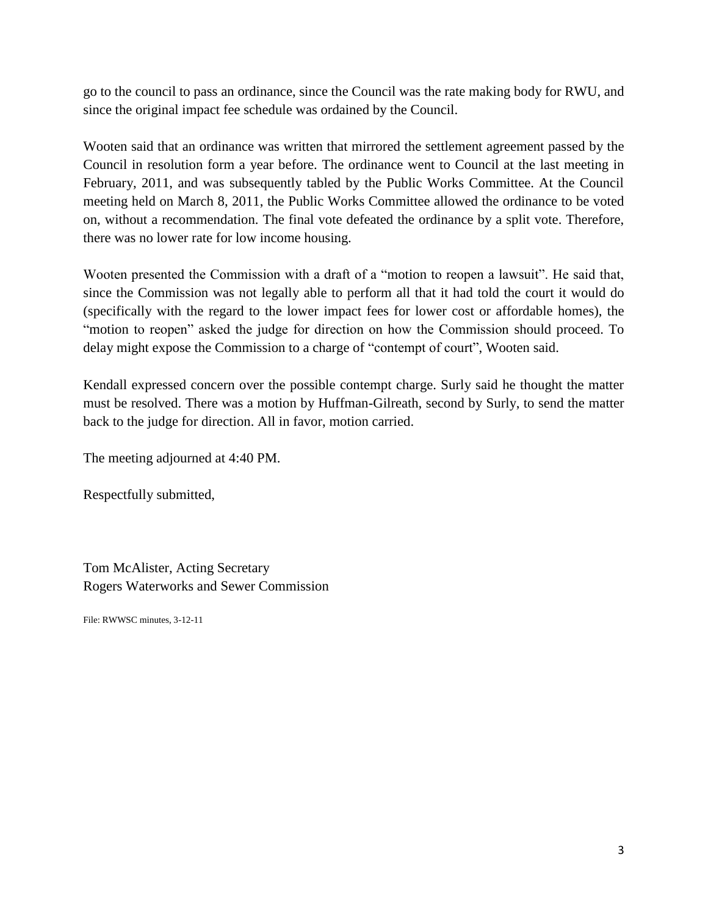go to the council to pass an ordinance, since the Council was the rate making body for RWU, and since the original impact fee schedule was ordained by the Council.

Wooten said that an ordinance was written that mirrored the settlement agreement passed by the Council in resolution form a year before. The ordinance went to Council at the last meeting in February, 2011, and was subsequently tabled by the Public Works Committee. At the Council meeting held on March 8, 2011, the Public Works Committee allowed the ordinance to be voted on, without a recommendation. The final vote defeated the ordinance by a split vote. Therefore, there was no lower rate for low income housing.

Wooten presented the Commission with a draft of a "motion to reopen a lawsuit". He said that, since the Commission was not legally able to perform all that it had told the court it would do (specifically with the regard to the lower impact fees for lower cost or affordable homes), the "motion to reopen" asked the judge for direction on how the Commission should proceed. To delay might expose the Commission to a charge of "contempt of court", Wooten said.

Kendall expressed concern over the possible contempt charge. Surly said he thought the matter must be resolved. There was a motion by Huffman-Gilreath, second by Surly, to send the matter back to the judge for direction. All in favor, motion carried.

The meeting adjourned at 4:40 PM.

Respectfully submitted,

Tom McAlister, Acting Secretary
Rogers Waterworks and Sewer Commission

File: RWWSC minutes, 3-12-11